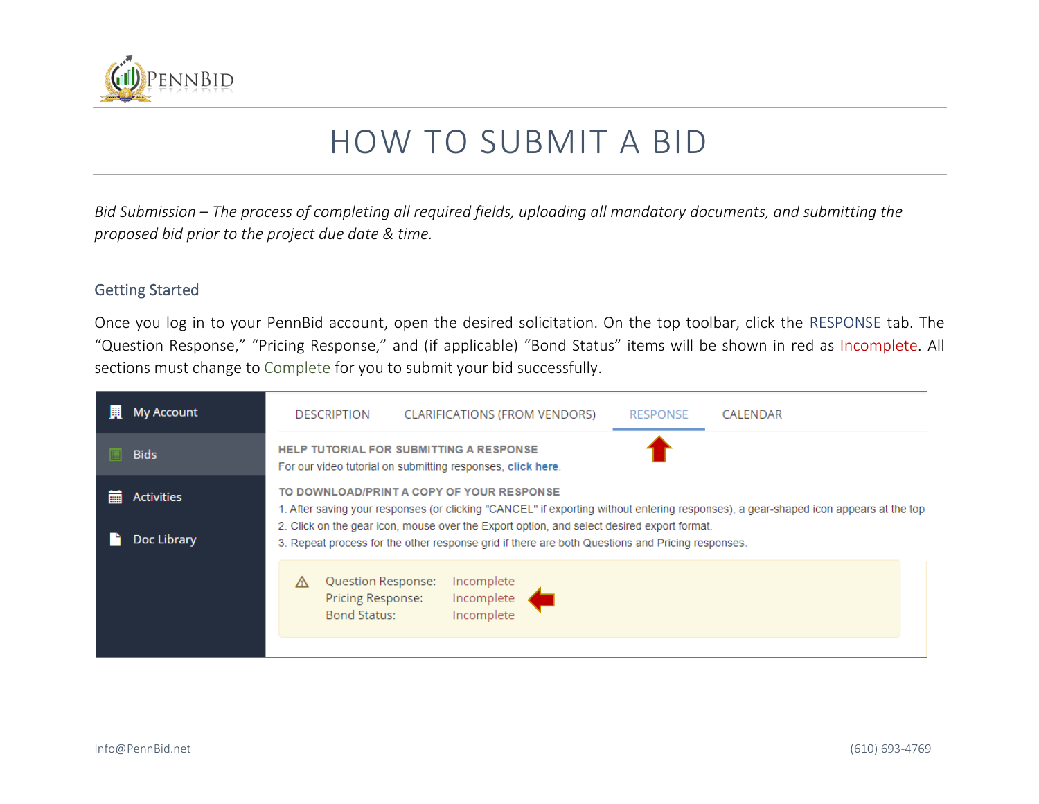# HOW TO SUBMIT A BID

*Bid Submission – The process of completing all required fields, uploading all mandatory documents, and submitting the proposed bid prior to the project due date & time.*

## Getting Started

Once you log in to your PennBid account, open the desired solicitation. On the top toolbar, click the RESPONSE tab. The "Question Response," "Pricing Response," and (if applicable) "Bond Status" items will be shown in red as Incomplete. All sections must change to Complete for you to submit your bid successfully.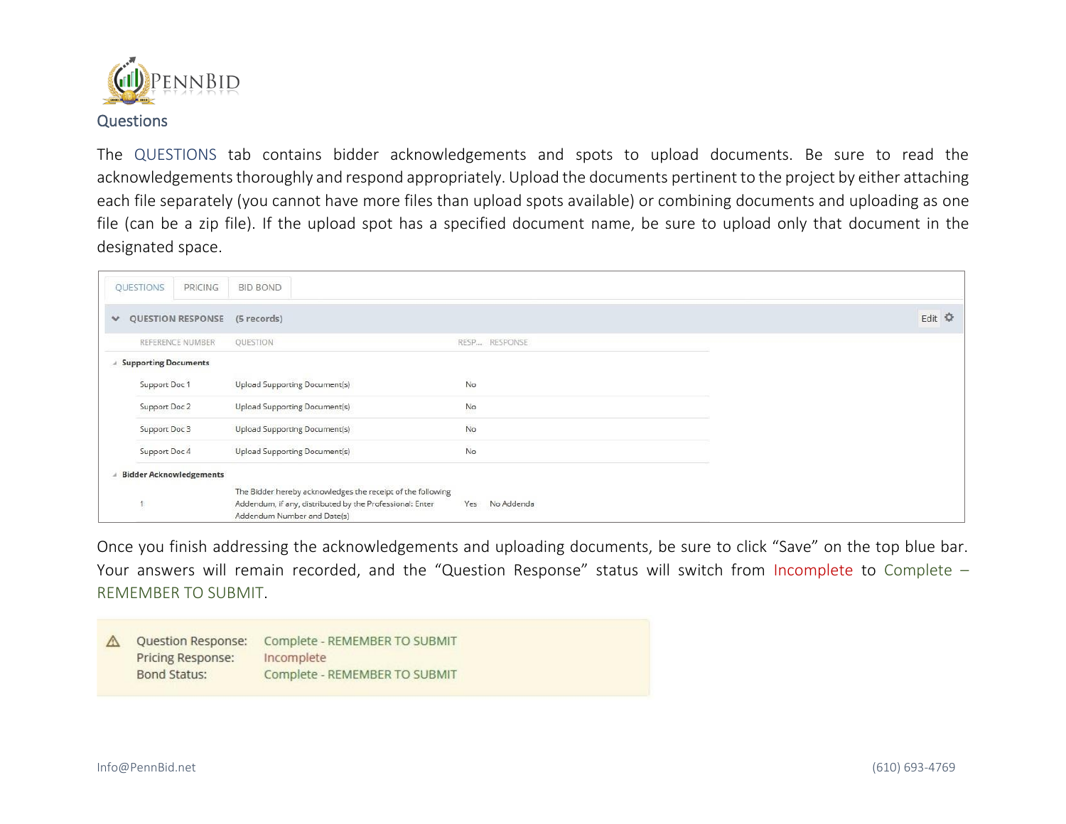## Questions

The QUESTIONS tab contains bidder acknowledgements and spots to upload documents. Be sure to read the acknowledgements thoroughly and respond appropriately. Upload the documents pertinent to the project by either attaching each file separately (you cannot have more files than upload spots available) or combining documents and uploading as one file (can be a zip file). If the upload spot has a specified document name, be sure to upload only that document in the designated space.

QUESTIONS | PRICING | BID BOND

QUESTION RESPONSE (5 records) Edit

| REFERENCE NUMBER | QUESTION | RESP... | RESPONSE |
|---|---|---|---|
| **Supporting Documents** | | | |
| Support Doc 1 | Upload Supporting Document(s) | No | |
| Support Doc 2 | Upload Supporting Document(s) | No | |
| Support Doc 3 | Upload Supporting Document(s) | No | |
| Support Doc 4 | Upload Supporting Document(s) | No | |
| **Bidder Acknowledgements** | | | |
| 1 | The Bidder hereby acknowledges the receipt of the following Addendum, if any, distributed by the Professional: Enter Addendum Number and Date(s) | Yes | No Addenda |

Once you finish addressing the acknowledgements and uploading documents, be sure to click "Save" on the top blue bar. Your answers will remain recorded, and the "Question Response" status will switch from Incomplete to Complete – REMEMBER TO SUBMIT.

| | |
|---|---|
| Question Response: | Complete - REMEMBER TO SUBMIT |
| Pricing Response: | Incomplete |
| Bond Status: | Complete - REMEMBER TO SUBMIT |

Info@PennBid.net (610) 693-4769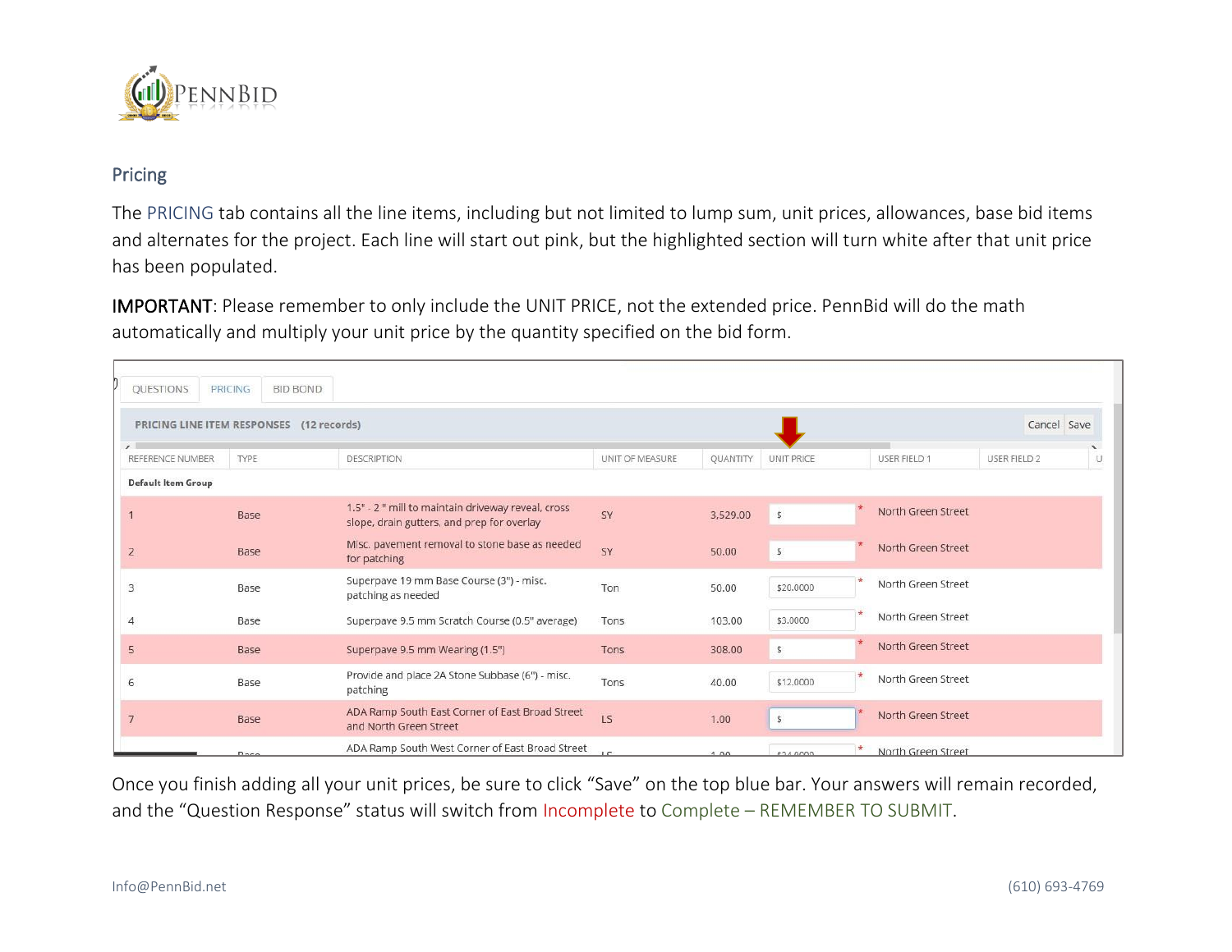## Pricing

The PRICING tab contains all the line items, including but not limited to lump sum, unit prices, allowances, base bid items and alternates for the project. Each line will start out pink, but the highlighted section will turn white after that unit price has been populated.

**IMPORTANT**: Please remember to only include the UNIT PRICE, not the extended price. PennBid will do the math automatically and multiply your unit price by the quantity specified on the bid form.

QUESTIONS | PRICING | BID BOND

PRICING LINE ITEM RESPONSES (12 records) — Cancel | Save

| REFERENCE NUMBER | TYPE | DESCRIPTION | UNIT OF MEASURE | QUANTITY | UNIT PRICE | USER FIELD 1 | USER FIELD 2 |
|---|---|---|---|---|---|---|---|
| Default Item Group | | | | | | | |
| 1 | Base | 1.5" - 2 " mill to maintain driveway reveal, cross slope, drain gutters, and prep for overlay | SY | 3,529.00 | $ * | North Green Street | |
| 2 | Base | Misc. pavement removal to stone base as needed for patching | SY | 50.00 | $ * | North Green Street | |
| 3 | Base | Superpave 19 mm Base Course (3") - misc. patching as needed | Ton | 50.00 | $20.0000 * | North Green Street | |
| 4 | Base | Superpave 9.5 mm Scratch Course (0.5" average) | Tons | 103.00 | $3.0000 * | North Green Street | |
| 5 | Base | Superpave 9.5 mm Wearing (1.5") | Tons | 308.00 | $ * | North Green Street | |
| 6 | Base | Provide and place 2A Stone Subbase (6") - misc. patching | Tons | 40.00 | $12.0000 * | North Green Street | |
| 7 | Base | ADA Ramp South East Corner of East Broad Street and North Green Street | LS | 1.00 | $ * | North Green Street | |
| | Base | ADA Ramp South West Corner of East Broad Street | LS | 1.00 | $24.0000 * | North Green Street | |

Once you finish adding all your unit prices, be sure to click "Save" on the top blue bar. Your answers will remain recorded, and the "Question Response" status will switch from Incomplete to Complete – REMEMBER TO SUBMIT.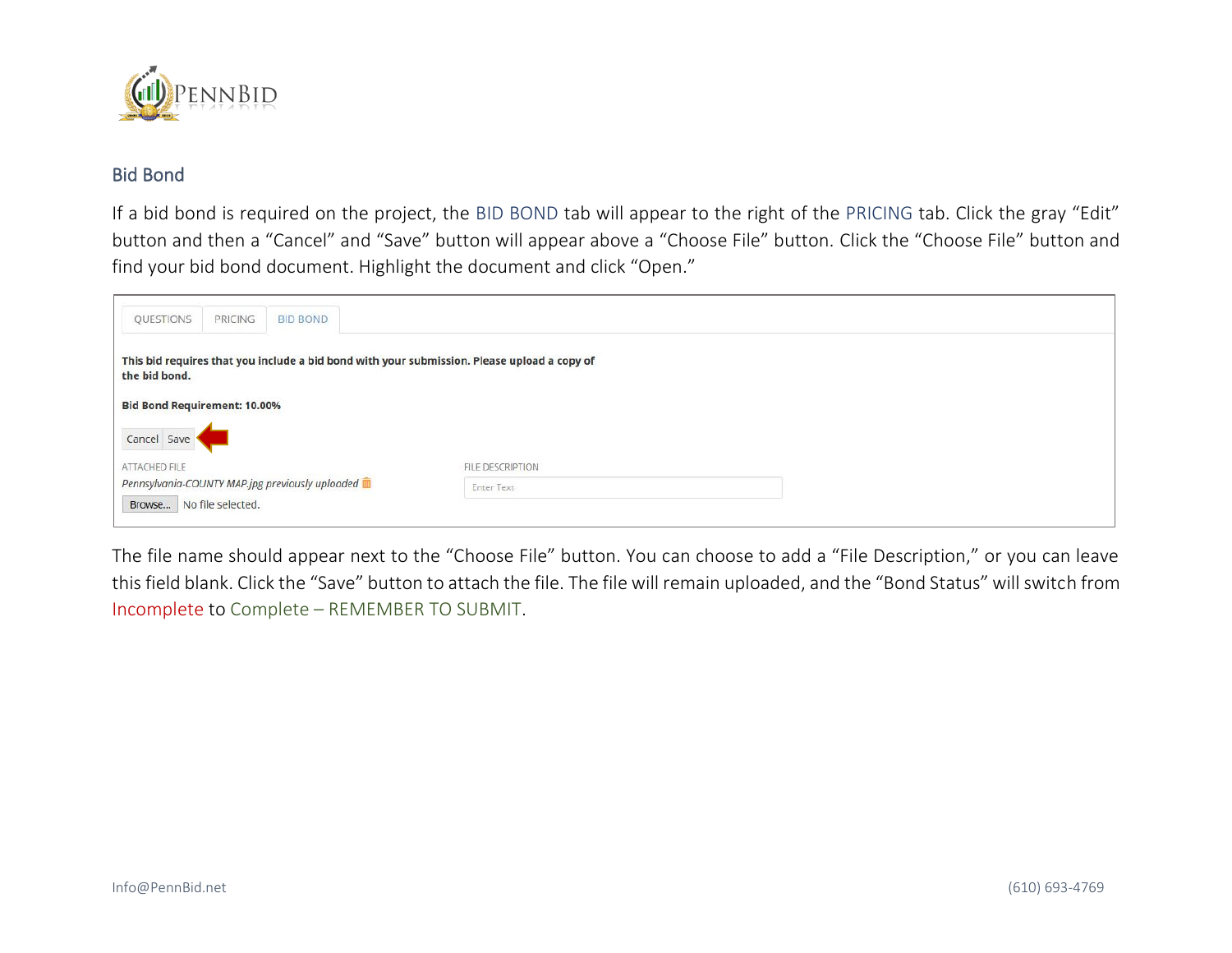## Bid Bond

If a bid bond is required on the project, the BID BOND tab will appear to the right of the PRICING tab. Click the gray "Edit" button and then a "Cancel" and "Save" button will appear above a "Choose File" button. Click the "Choose File" button and find your bid bond document. Highlight the document and click "Open."

QUESTIONS | PRICING | BID BOND

**This bid requires that you include a bid bond with your submission. Please upload a copy of the bid bond.**

**Bid Bond Requirement: 10.00%**

Cancel | Save

ATTACHED FILE

*Pennsylvania-COUNTY MAP.jpg previously uploaded*

Browse... No file selected.

FILE DESCRIPTION

Enter Text

The file name should appear next to the "Choose File" button. You can choose to add a "File Description," or you can leave this field blank. Click the "Save" button to attach the file. The file will remain uploaded, and the "Bond Status" will switch from Incomplete to Complete – REMEMBER TO SUBMIT.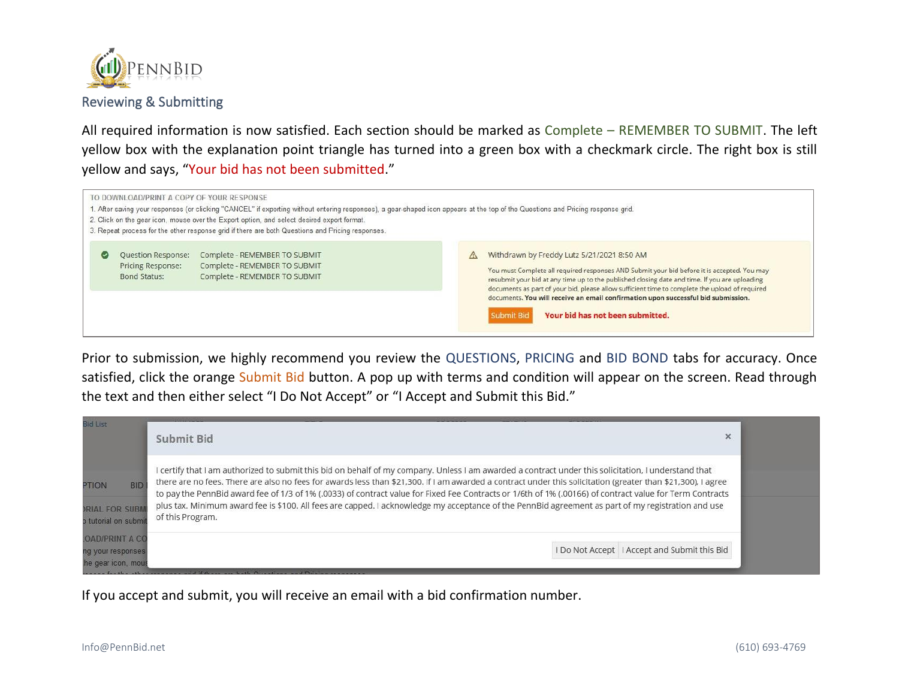## Reviewing & Submitting

All required information is now satisfied. Each section should be marked as Complete – REMEMBER TO SUBMIT. The left yellow box with the explanation point triangle has turned into a green box with a checkmark circle. The right box is still yellow and says, "Your bid has not been submitted."

TO DOWNLOAD/PRINT A COPY OF YOUR RESPONSE

1. After saving your responses (or clicking "CANCEL" if exporting without entering responses), a gear-shaped icon appears at the top of the Questions and Pricing response grid.
2. Click on the gear icon, mouse over the Export option, and select desired export format.
3. Repeat process for the other response grid if there are both Questions and Pricing responses.

| | |
|---|---|
| Question Response: | Complete - REMEMBER TO SUBMIT |
| Pricing Response: | Complete - REMEMBER TO SUBMIT |
| Bond Status: | Complete - REMEMBER TO SUBMIT |

Withdrawn by Freddy Lutz 5/21/2021 8:50 AM

You must Complete all required responses AND Submit your bid before it is accepted. You may resubmit your bid at any time up to the published closing date and time. If you are uploading documents as part of your bid, please allow sufficient time to complete the upload of required documents. **You will receive an email confirmation upon successful bid submission.**

Submit Bid **Your bid has not been submitted.**

Prior to submission, we highly recommend you review the QUESTIONS, PRICING and BID BOND tabs for accuracy. Once satisfied, click the orange Submit Bid button. A pop up with terms and condition will appear on the screen. Read through the text and then either select "I Do Not Accept" or "I Accept and Submit this Bid."

**Submit Bid**

I certify that I am authorized to submit this bid on behalf of my company. Unless I am awarded a contract under this solicitation, I understand that there are no fees. There are also no fees for awards less than $21,300. If I am awarded a contract under this solicitation (greater than $21,300), I agree to pay the PennBid award fee of 1/3 of 1% (.0033) of contract value for Fixed Fee Contracts or 1/6th of 1% (.00166) of contract value for Term Contracts plus tax. Minimum award fee is $100. All fees are capped. I acknowledge my acceptance of the PennBid agreement as part of my registration and use of this Program.

I Do Not Accept | I Accept and Submit this Bid

If you accept and submit, you will receive an email with a bid confirmation number.

Info@PennBid.net (610) 693-4769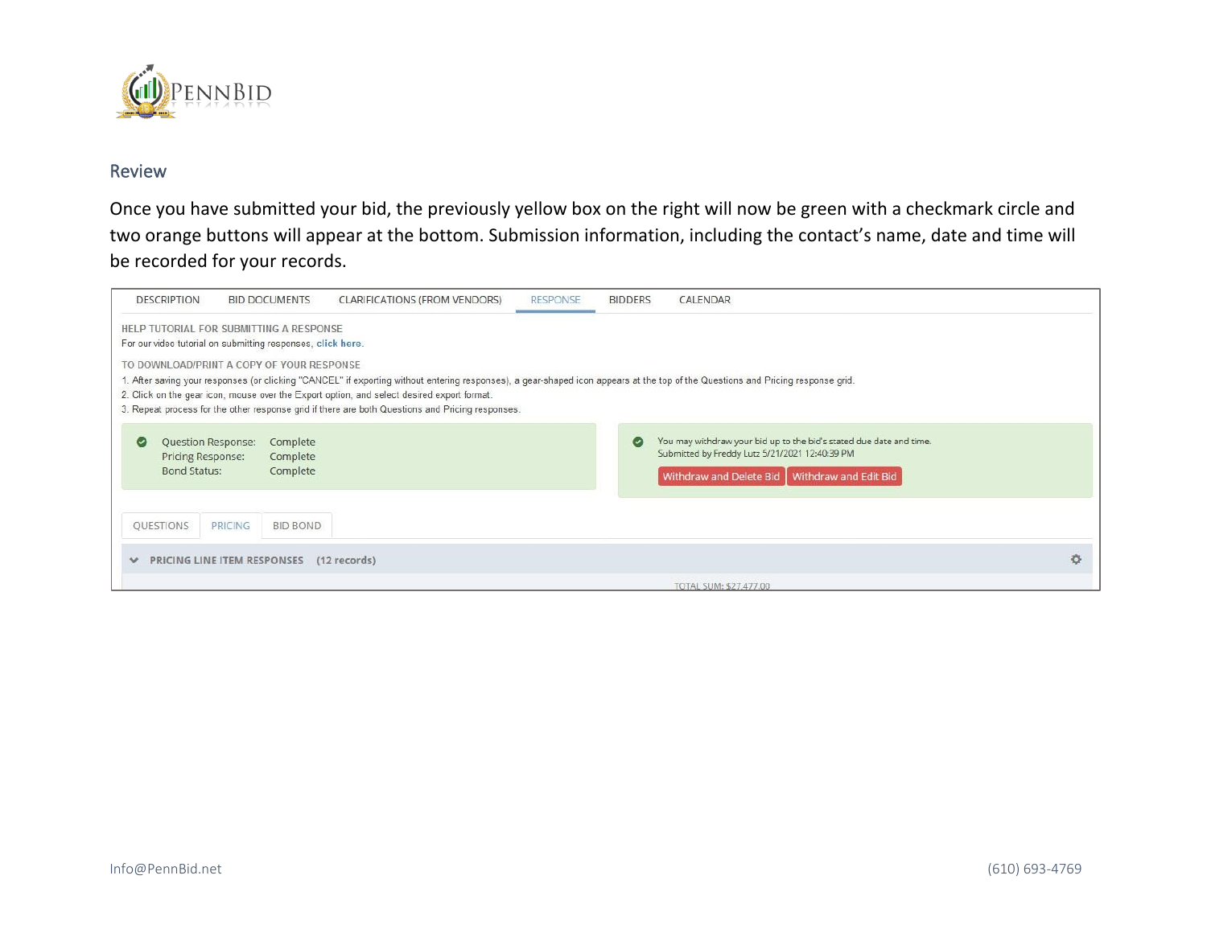## Review

Once you have submitted your bid, the previously yellow box on the right will now be green with a checkmark circle and two orange buttons will appear at the bottom. Submission information, including the contact's name, date and time will be recorded for your records.

DESCRIPTION BID DOCUMENTS CLARIFICATIONS (FROM VENDORS) RESPONSE BIDDERS CALENDAR

HELP TUTORIAL FOR SUBMITTING A RESPONSE

For our video tutorial on submitting responses, click here.

TO DOWNLOAD/PRINT A COPY OF YOUR RESPONSE

1. After saving your responses (or clicking "CANCEL" if exporting without entering responses), a gear-shaped icon appears at the top of the Questions and Pricing response grid.
2. Click on the gear icon, mouse over the Export option, and select desired export format.
3. Repeat process for the other response grid if there are both Questions and Pricing responses.

| | |
|---|---|
| Question Response: | Complete |
| Pricing Response: | Complete |
| Bond Status: | Complete |

You may withdraw your bid up to the bid's stated due date and time.
Submitted by Freddy Lutz 5/21/2021 12:40:39 PM

Withdraw and Delete Bid | Withdraw and Edit Bid

QUESTIONS PRICING BID BOND

PRICING LINE ITEM RESPONSES (12 records)

TOTAL SUM: $27,477.00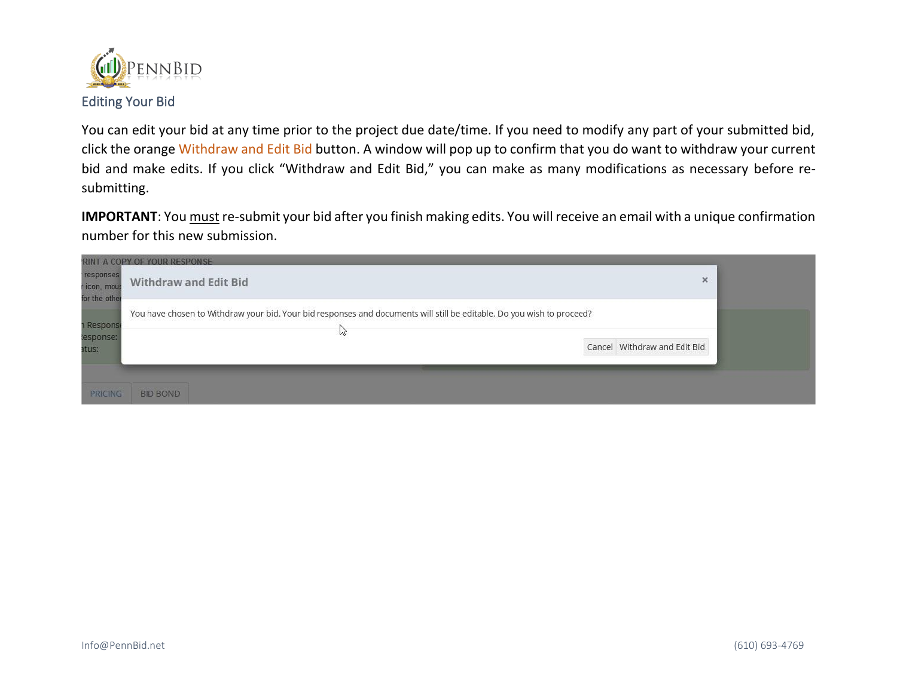## Editing Your Bid

You can edit your bid at any time prior to the project due date/time. If you need to modify any part of your submitted bid, click the orange Withdraw and Edit Bid button. A window will pop up to confirm that you do want to withdraw your current bid and make edits. If you click "Withdraw and Edit Bid," you can make as many modifications as necessary before re-submitting.

**IMPORTANT**: You <u>must</u> re-submit your bid after you finish making edits. You will receive an email with a unique confirmation number for this new submission.

Info@PennBid.net (610) 693-4769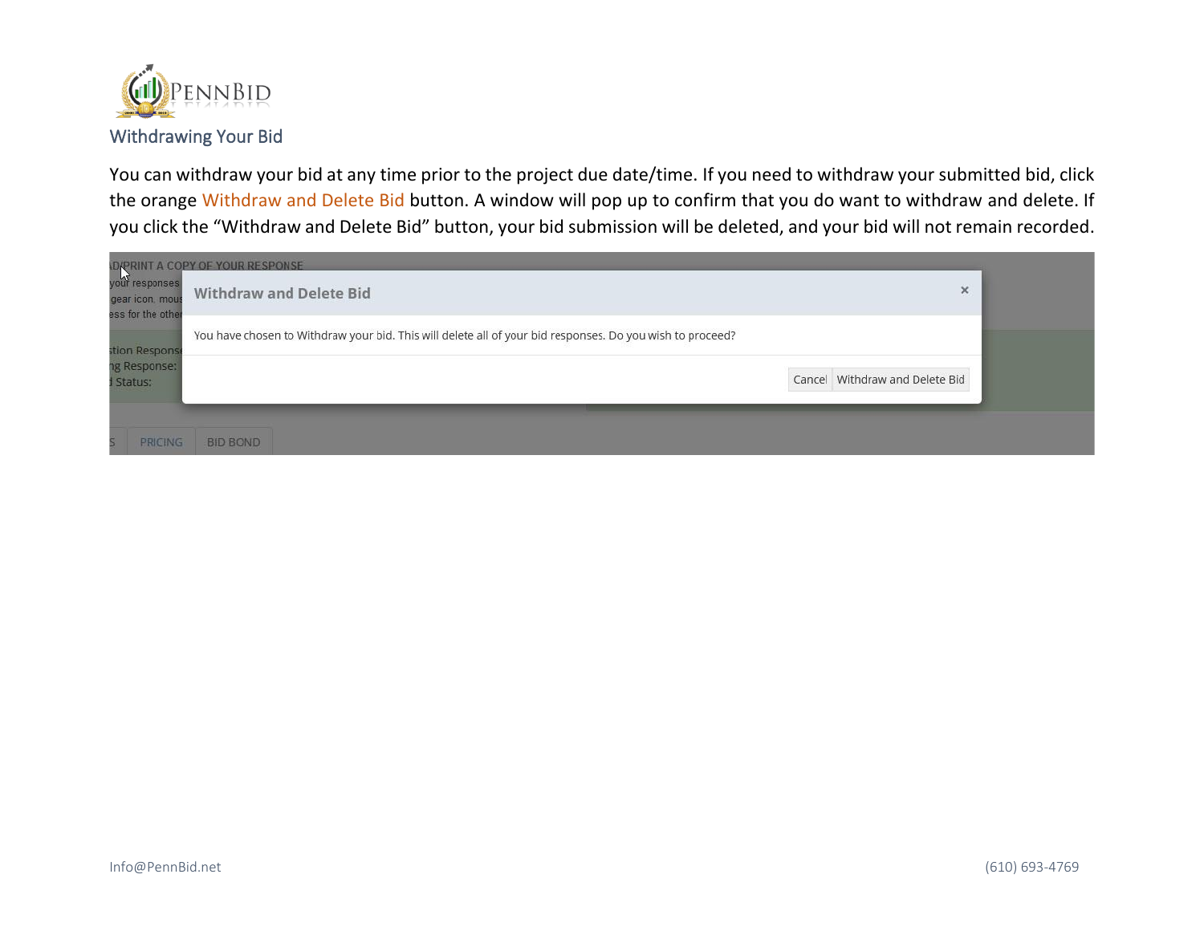## Withdrawing Your Bid

You can withdraw your bid at any time prior to the project due date/time. If you need to withdraw your submitted bid, click the orange Withdraw and Delete Bid button. A window will pop up to confirm that you do want to withdraw and delete. If you click the "Withdraw and Delete Bid" button, your bid submission will be deleted, and your bid will not remain recorded.

Withdraw and Delete Bid

You have chosen to Withdraw your bid. This will delete all of your bid responses. Do you wish to proceed?

Cancel Withdraw and Delete Bid

Info@PennBid.net (610) 693-4769